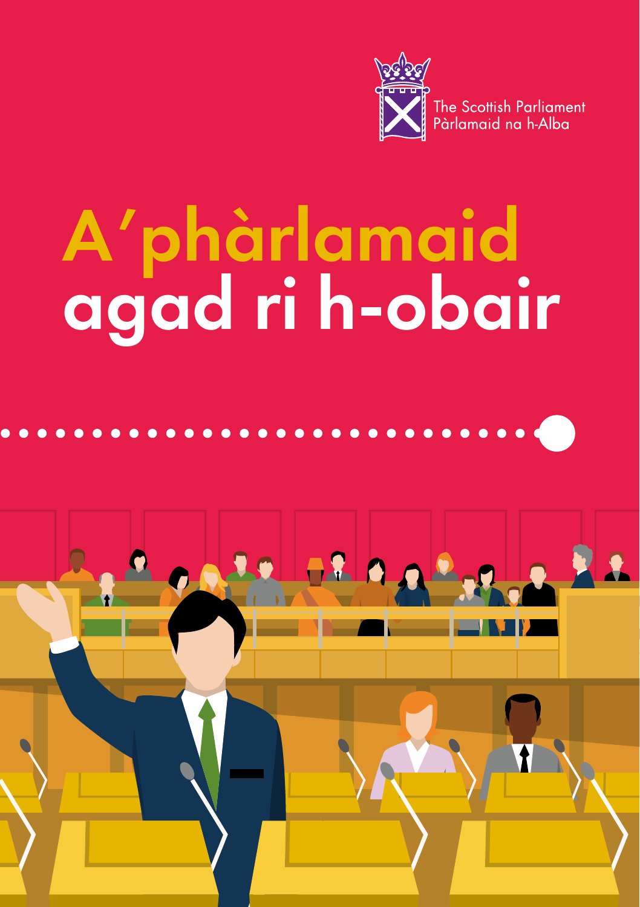The Scottish Parliament
Pàrlamaid na h-Alba

# A'phàrlamaid agad ri h-obair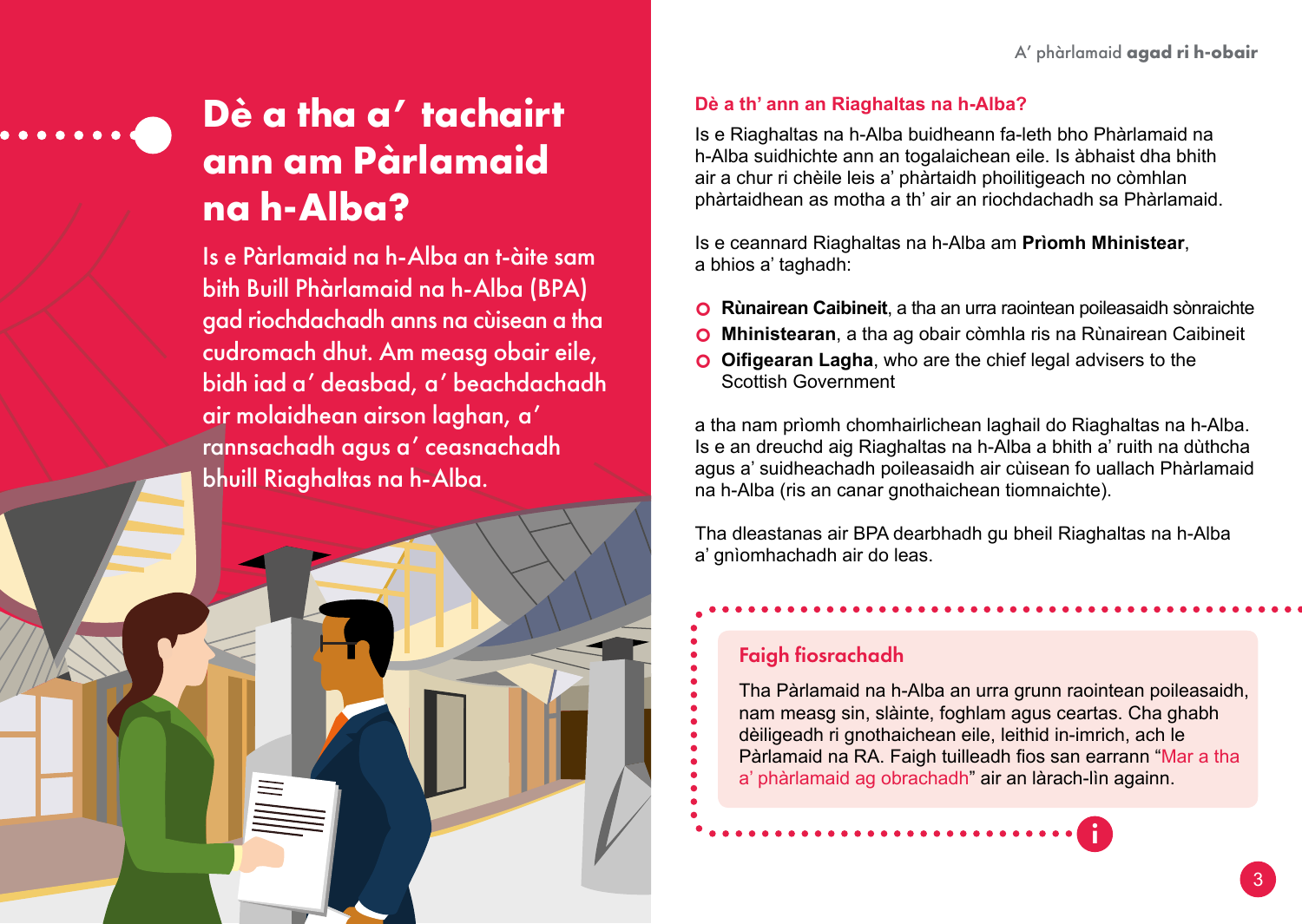# Dè a tha a' tachairt ann am Pàrlamaid na h-Alba?

Is e Pàrlamaid na h-Alba an t-àite sam bith Buill Phàrlamaid na h-Alba (BPA) gad riochdachadh anns na cùisean a tha cudromach dhut. Am measg obair eile, bidh iad a' deasbad, a' beachdachadh air molaidhean airson laghan, a' rannsachadh agus a' ceasnachadh bhuill Riaghaltas na h-Alba.

## Dè a th' ann an Riaghaltas na h-Alba?

Is e Riaghaltas na h-Alba buidheann fa-leth bho Phàrlamaid na h-Alba suidhichte ann an togalaichean eile. Is àbhaist dha bhith air a chur ri chèile leis a' phàrtaidh phoilitigeach no còmhlan phàrtaidhean as motha a th' air an riochdachadh sa Phàrlamaid.

Is e ceannard Riaghaltas na h-Alba am **Prìomh Mhinistear**, a bhios a' taghadh:

- **Rùnairean Caibineit**, a tha an urra raointean poileasaidh sònraichte
- **Mhinistearan**, a tha ag obair còmhla ris na Rùnairean Caibineit
- **Oifigearan Lagha**, who are the chief legal advisers to the Scottish Government

a tha nam prìomh chomhairlichean laghail do Riaghaltas na h-Alba. Is e an dreuchd aig Riaghaltas na h-Alba a bhith a' ruith na dùthcha agus a' suidheachadh poileasaidh air cùisean fo uallach Phàrlamaid na h-Alba (ris an canar gnothaichean tiomnaichte).

Tha dleastanas air BPA dearbhadh gu bheil Riaghaltas na h-Alba a' gnìomhachadh air do leas.

### Faigh fiosrachadh

Tha Pàrlamaid na h-Alba an urra grunn raointean poileasaidh, nam measg sin, slàinte, foghlam agus ceartas. Cha ghabh dèiligeadh ri gnothaichean eile, leithid in-imrich, ach le Pàrlamaid na RA. Faigh tuilleadh fios san earrann "Mar a tha a' phàrlamaid ag obrachadh" air an làrach-lìn againn.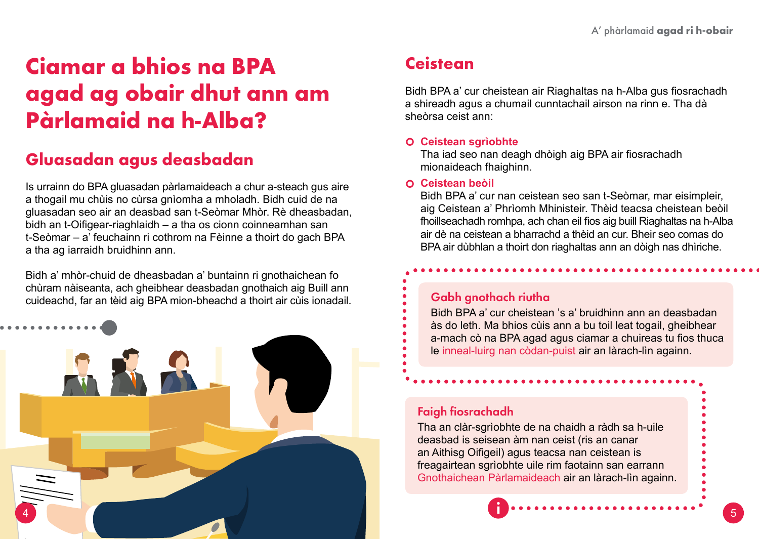# Ciamar a bhios na BPA agad ag obair dhut ann am Pàrlamaid na h-Alba?

## Gluasadan agus deasbadan

Is urrainn do BPA gluasadan pàrlamaideach a chur a-steach gus aire a thogail mu chùis no cùrsa gnìomha a mholadh. Bidh cuid de na gluasadan seo air an deasbad san t-Seòmar Mhòr. Rè dheasbadan, bidh an t-Oifigear-riaghlaidh – a tha os cionn coinneamhan san t-Seòmar – a' feuchainn ri cothrom na Fèinne a thoirt do gach BPA a tha ag iarraidh bruidhinn ann.

Bidh a' mhòr-chuid de dheasbadan a' buntainn ri gnothaichean fo chùram nàiseanta, ach gheibhear deasbadan gnothaich aig Buill ann cuideachd, far an tèid aig BPA mion-bheachd a thoirt air cùis ionadail.

## Ceistean

Bidh BPA a' cur cheistean air Riaghaltas na h-Alba gus fiosrachadh a shireadh agus a chumail cunntachail airson na rinn e. Tha dà sheòrsa ceist ann:

- **Ceistean sgrìobhte**
  Tha iad seo nan deagh dhòigh aig BPA air fiosrachadh mionaideach fhaighinn.
- **Ceistean beòil**
  Bidh BPA a' cur nan ceistean seo san t-Seòmar, mar eisimpleir, aig Ceistean a' Phrìomh Mhinisteir. Thèid teacsa cheistean beòil fhoillseachadh romhpa, ach chan eil fios aig buill Riaghaltas na h-Alba air dè na ceistean a bharrachd a thèid an cur. Bheir seo comas do BPA air dùbhlan a thoirt don riaghaltas ann an dòigh nas dìriche.

### Gabh gnothach riutha

Bidh BPA a' cur cheistean 's a' bruidhinn ann an deasbadan às do leth. Ma bhios cùis ann a bu toil leat togail, gheibhear a-mach cò na BPA agad agus ciamar a chuireas tu fios thuca le inneal-luirg nan còdan-puist air an làrach-lìn againn.

### Faigh fiosrachadh

Tha an clàr-sgrìobhte de na chaidh a ràdh sa h-uile deasbad is seisean àm nan ceist (ris an canar an Aithisg Oifigeil) agus teacsa nan ceistean is freagairtean sgrìobhte uile rim faotainn san earrann Gnothaichean Pàrlamaideach air an làrach-lìn againn.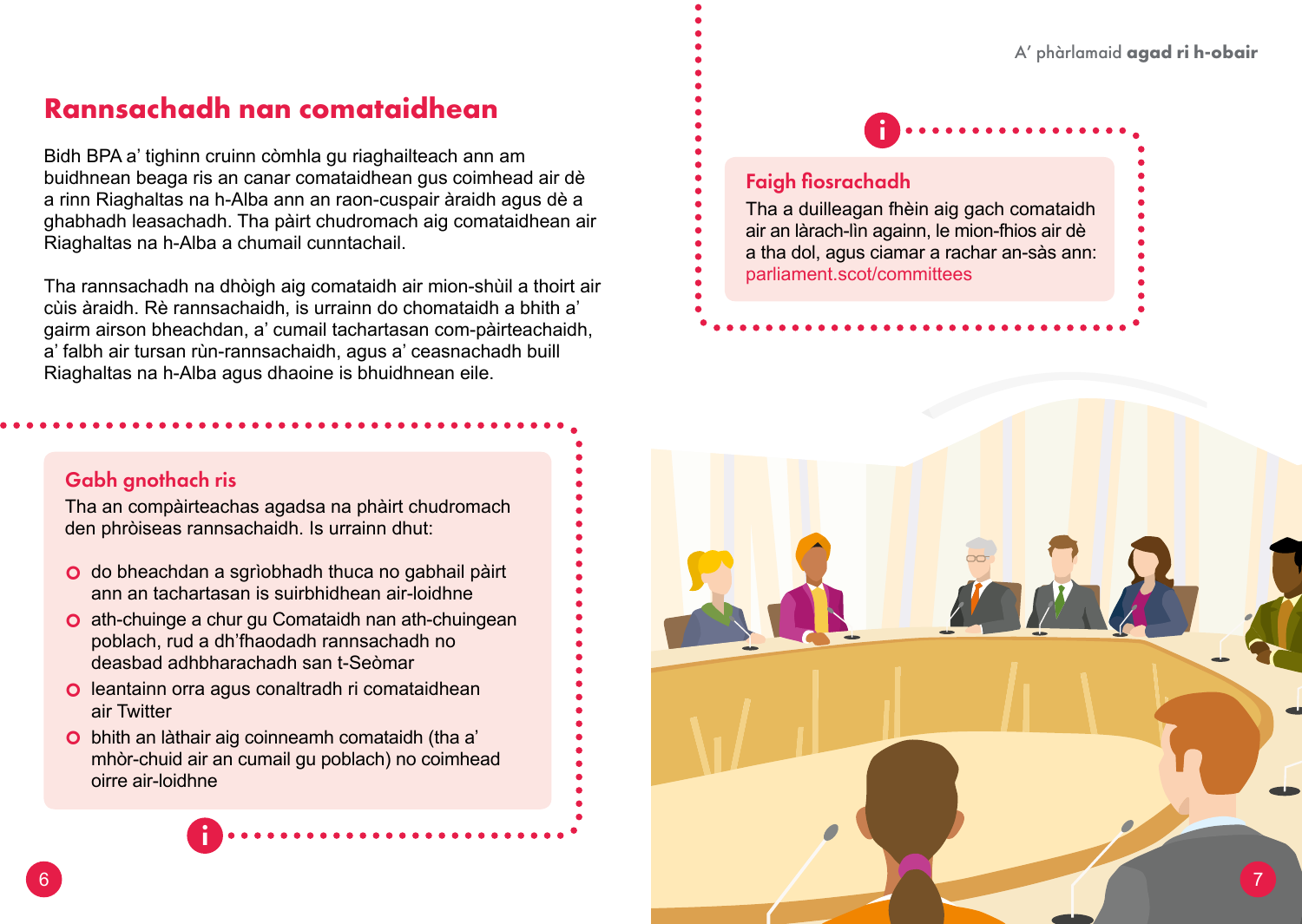# Rannsachadh nan comataidhean

Bidh BPA a' tighinn cruinn còmhla gu riaghailteach ann am buidhnean beaga ris an canar comataidhean gus coimhead air dè a rinn Riaghaltas na h-Alba ann an raon-cuspair àraidh agus dè a ghabhadh leasachadh. Tha pàirt chudromach aig comataidhean air Riaghaltas na h-Alba a chumail cunntachail.

Tha rannsachadh na dhòigh aig comataidh air mion-shùil a thoirt air cùis àraidh. Rè rannsachaidh, is urrainn do chomataidh a bhith a' gairm airson bheachdan, a' cumail tachartasan com-pàirteachaidh, a' falbh air tursan rùn-rannsachaidh, agus a' ceasnachadh buill Riaghaltas na h-Alba agus dhaoine is bhuidhnean eile.

## Gabh gnothach ris

Tha an compàirteachas agadsa na phàirt chudromach den phròiseas rannsachaidh. Is urrainn dhut:

- do bheachdan a sgrìobhadh thuca no gabhail pàirt ann an tachartasan is suirbhidhean air-loidhne
- ath-chuinge a chur gu Comataidh nan ath-chuingean poblach, rud a dh'fhaodadh rannsachadh no deasbad adhbharachadh san t-Seòmar
- leantainn orra agus conaltradh ri comataidhean air Twitter
- bhith an làthair aig coinneamh comataidh (tha a' mhòr-chuid air an cumail gu poblach) no coimhead oirre air-loidhne

## Faigh fiosrachadh

Tha a duilleagan fhèin aig gach comataidh air an làrach-lìn againn, le mion-fhios air dè a tha dol, agus ciamar a rachar an-sàs ann: parliament.scot/committees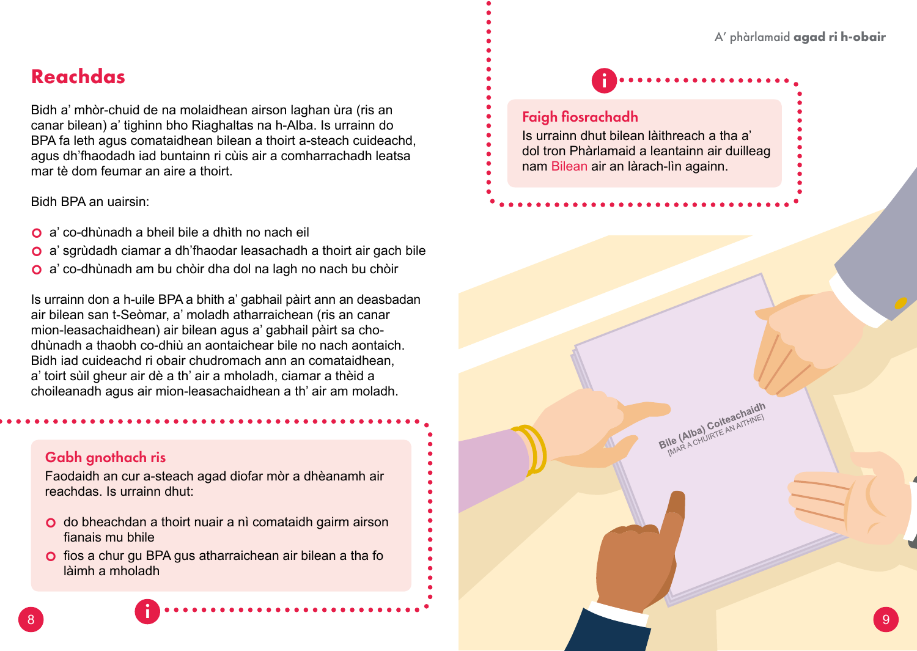## Reachdas

Bidh a' mhòr-chuid de na molaidhean airson laghan ùra (ris an canar bilean) a' tighinn bho Riaghaltas na h-Alba. Is urrainn do BPA fa leth agus comataidhean bilean a thoirt a-steach cuideachd, agus dh'fhaodadh iad buntainn ri cùis air a comharrachadh leatsa mar tè dom feumar an aire a thoirt.

Bidh BPA an uairsin:

- a' co-dhùnadh a bheil bile a dhìth no nach eil
- a' sgrùdadh ciamar a dh'fhaodar leasachadh a thoirt air gach bile
- a' co-dhùnadh am bu chòir dha dol na lagh no nach bu chòir

Is urrainn don a h-uile BPA a bhith a' gabhail pàirt ann an deasbadan air bilean san t-Seòmar, a' moladh atharraichean (ris an canar mion-leasachaidhean) air bilean agus a' gabhail pàirt sa cho-dhùnadh a thaobh co-dhiù an aontaichear bile no nach aontaich. Bidh iad cuideachd ri obair chudromach ann an comataidhean, a' toirt sùil gheur air dè a th' air a mholadh, ciamar a thèid a choileanadh agus air mion-leasachaidhean a th' air am moladh.

### Gabh gnothach ris

Faodaidh an cur a-steach agad diofar mòr a dhèanamh air reachdas. Is urrainn dhut:

- do bheachdan a thoirt nuair a nì comataidh gairm airson fianais mu bhile
- fios a chur gu BPA gus atharraichean air bilean a tha fo làimh a mholadh

### Faigh fiosrachadh

Is urrainn dhut bilean làithreach a tha a' dol tron Phàrlamaid a leantainn air duilleag nam Bilean air an làrach-lìn againn.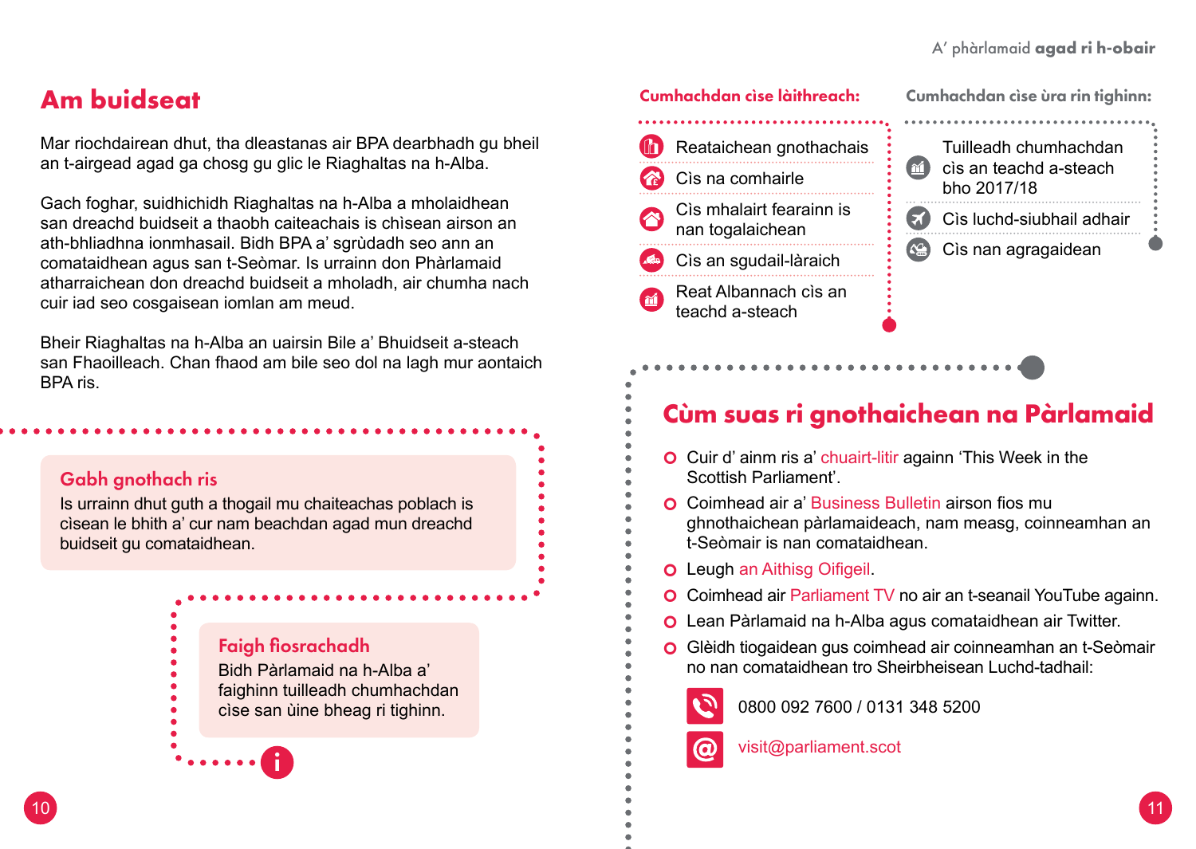## Am buidseat

Mar riochdairean dhut, tha dleastanas air BPA dearbhadh gu bheil an t-airgead agad ga chosg gu glic le Riaghaltas na h-Alba.

Gach foghar, suidhichidh Riaghaltas na h-Alba a mholaidhean san dreachd buidseit a thaobh caiteachais is chìsean airson an ath-bhliadhna ionmhasail. Bidh BPA a' sgrùdadh seo ann an comataidhean agus san t-Seòmar. Is urrainn don Phàrlamaid atharraichean don dreachd buidseit a mholadh, air chumha nach cuir iad seo cosgaisean iomlan am meud.

Bheir Riaghaltas na h-Alba an uairsin Bile a' Bhuidseit a-steach san Fhaoilleach. Chan fhaod am bile seo dol na lagh mur aontaich BPA ris.

### Gabh gnothach ris

Is urrainn dhut guth a thogail mu chaiteachas poblach is cìsean le bhith a' cur nam beachdan agad mun dreachd buidseit gu comataidhean.

### Faigh fiosrachadh

Bidh Pàrlamaid na h-Alba a' faighinn tuilleadh chumhachdan cìse san ùine bheag ri tighinn.

### Cumhachdan cìse làithreach:

- Reataichean gnothachais
- Cìs na comhairle
- Cìs mhalairt fearainn is nan togalaichean
- Cìs an sgudail-làraich
- Reat Albannach cìs an teachd a-steach

### Cumhachdan cìse ùra rin tighinn:

- Tuilleadh chumhachdan cìs an teachd a-steach bho 2017/18
- Cìs luchd-siubhail adhair
- Cìs nan agragaidean

## Cùm suas ri gnothaichean na Pàrlamaid

- Cuir d' ainm ris a' chuairt-litir againn 'This Week in the Scottish Parliament'.
- Coimhead air a' Business Bulletin airson fios mu ghnothaichean pàrlamaideach, nam measg, coinneamhan an t-Seòmair is nan comataidhean.
- Leugh an Aithisg Oifigeil.
- Coimhead air Parliament TV no air an t-seanail YouTube againn.
- Lean Pàrlamaid na h-Alba agus comataidhean air Twitter.
- Glèidh tiogaidean gus coimhead air coinneamhan an t-Seòmair no nan comataidhean tro Sheirbheisean Luchd-tadhail:

0800 092 7600 / 0131 348 5200

visit@parliament.scot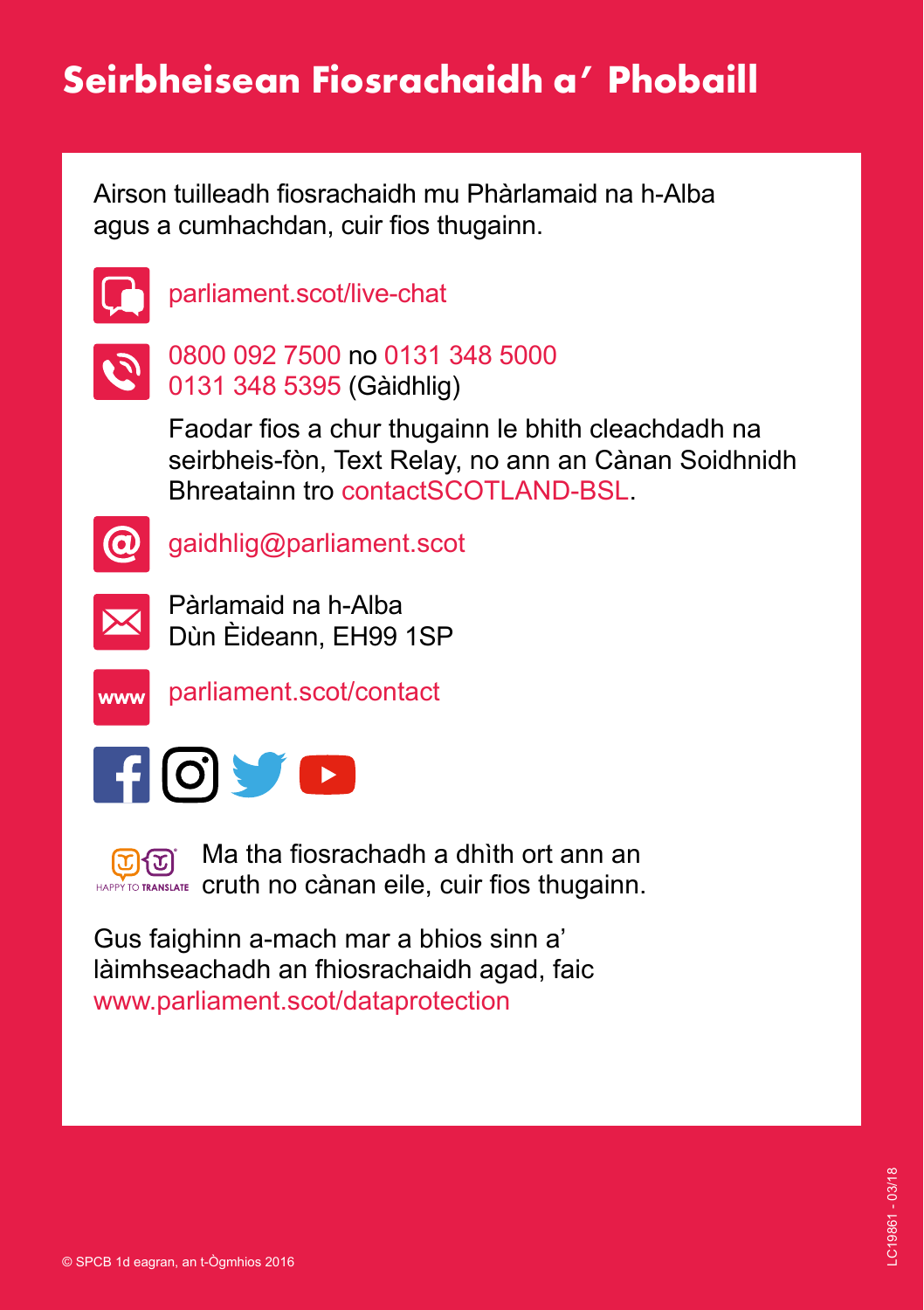# Seirbheisean Fiosrachaidh a' Phobaill

Airson tuilleadh fiosrachaidh mu Phàrlamaid na h-Alba agus a cumhachdan, cuir fios thugainn.

parliament.scot/live-chat

0800 092 7500 no 0131 348 5000
0131 348 5395 (Gàidhlig)

Faodar fios a chur thugainn le bhith cleachdadh na seirbheis-fòn, Text Relay, no ann an Cànan Soidhnidh Bhreatainn tro contactSCOTLAND-BSL.

gaidhlig@parliament.scot

Pàrlamaid na h-Alba
Dùn Èideann, EH99 1SP

parliament.scot/contact

Ma tha fiosrachadh a dhìth ort ann an cruth no cànan eile, cuir fios thugainn.

Gus faighinn a-mach mar a bhios sinn a' làimhseachadh an fhiosrachaidh agad, faic www.parliament.scot/dataprotection

© SPCB 1d eagran, an t-Ògmhios 2016

LC19861 - 03/18